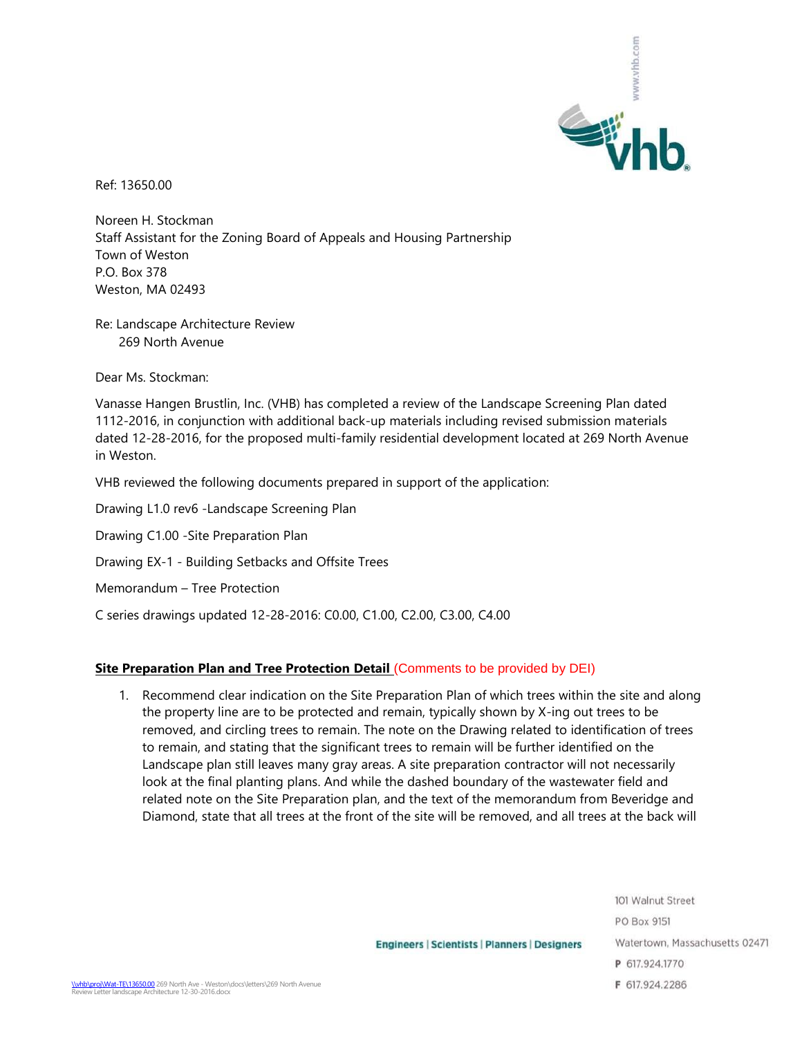Ref: 13650.00

Noreen H. Stockman
Staff Assistant for the Zoning Board of Appeals and Housing Partnership
Town of Weston
P.O. Box 378
Weston, MA 02493

Re: Landscape Architecture Review
    269 North Avenue

Dear Ms. Stockman:

Vanasse Hangen Brustlin, Inc. (VHB) has completed a review of the Landscape Screening Plan dated 1112-2016, in conjunction with additional back-up materials including revised submission materials dated 12-28-2016, for the proposed multi-family residential development located at 269 North Avenue in Weston.

VHB reviewed the following documents prepared in support of the application:

Drawing L1.0 rev6 -Landscape Screening Plan

Drawing C1.00 -Site Preparation Plan

Drawing EX-1 - Building Setbacks and Offsite Trees

Memorandum – Tree Protection

C series drawings updated 12-28-2016: C0.00, C1.00, C2.00, C3.00, C4.00

**Site Preparation Plan and Tree Protection Detail** (Comments to be provided by DEI)

1. Recommend clear indication on the Site Preparation Plan of which trees within the site and along the property line are to be protected and remain, typically shown by X-ing out trees to be removed, and circling trees to remain. The note on the Drawing related to identification of trees to remain, and stating that the significant trees to remain will be further identified on the Landscape plan still leaves many gray areas. A site preparation contractor will not necessarily look at the final planting plans. And while the dashed boundary of the wastewater field and related note on the Site Preparation plan, and the text of the memorandum from Beveridge and Diamond, state that all trees at the front of the site will be removed, and all trees at the back will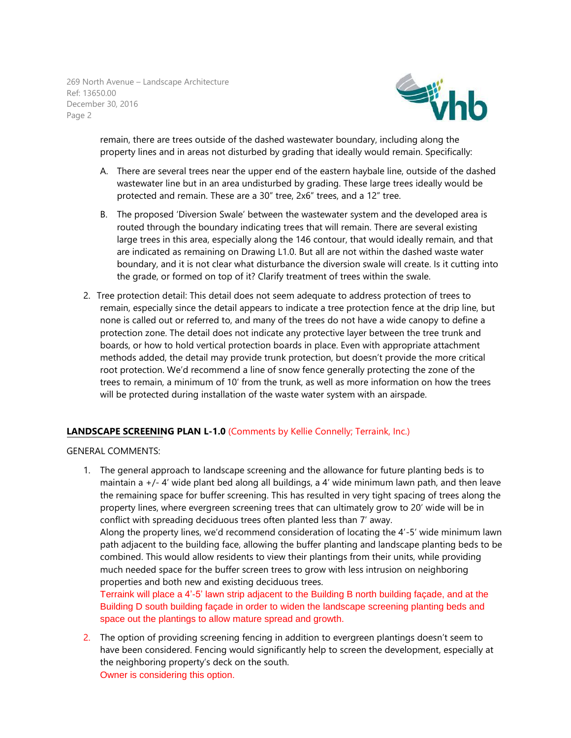remain, there are trees outside of the dashed wastewater boundary, including along the property lines and in areas not disturbed by grading that ideally would remain. Specifically:

A. There are several trees near the upper end of the eastern haybale line, outside of the dashed wastewater line but in an area undisturbed by grading. These large trees ideally would be protected and remain. These are a 30" tree, 2x6" trees, and a 12" tree.

B. The proposed 'Diversion Swale' between the wastewater system and the developed area is routed through the boundary indicating trees that will remain. There are several existing large trees in this area, especially along the 146 contour, that would ideally remain, and that are indicated as remaining on Drawing L1.0. But all are not within the dashed waste water boundary, and it is not clear what disturbance the diversion swale will create. Is it cutting into the grade, or formed on top of it? Clarify treatment of trees within the swale.

2. Tree protection detail: This detail does not seem adequate to address protection of trees to remain, especially since the detail appears to indicate a tree protection fence at the drip line, but none is called out or referred to, and many of the trees do not have a wide canopy to define a protection zone. The detail does not indicate any protective layer between the tree trunk and boards, or how to hold vertical protection boards in place. Even with appropriate attachment methods added, the detail may provide trunk protection, but doesn't provide the more critical root protection. We'd recommend a line of snow fence generally protecting the zone of the trees to remain, a minimum of 10' from the trunk, as well as more information on how the trees will be protected during installation of the waste water system with an airspade.

**LANDSCAPE SCREENING PLAN L-1.0** (Comments by Kellie Connelly; Terraink, Inc.)

GENERAL COMMENTS:

1. The general approach to landscape screening and the allowance for future planting beds is to maintain a +/- 4' wide plant bed along all buildings, a 4' wide minimum lawn path, and then leave the remaining space for buffer screening. This has resulted in very tight spacing of trees along the property lines, where evergreen screening trees that can ultimately grow to 20' wide will be in conflict with spreading deciduous trees often planted less than 7' away.
   Along the property lines, we'd recommend consideration of locating the 4'-5' wide minimum lawn path adjacent to the building face, allowing the buffer planting and landscape planting beds to be combined. This would allow residents to view their plantings from their units, while providing much needed space for the buffer screen trees to grow with less intrusion on neighboring properties and both new and existing deciduous trees.
   Terraink will place a 4'-5' lawn strip adjacent to the Building B north building façade, and at the Building D south building façade in order to widen the landscape screening planting beds and space out the plantings to allow mature spread and growth.

2. The option of providing screening fencing in addition to evergreen plantings doesn't seem to have been considered. Fencing would significantly help to screen the development, especially at the neighboring property's deck on the south.
   Owner is considering this option.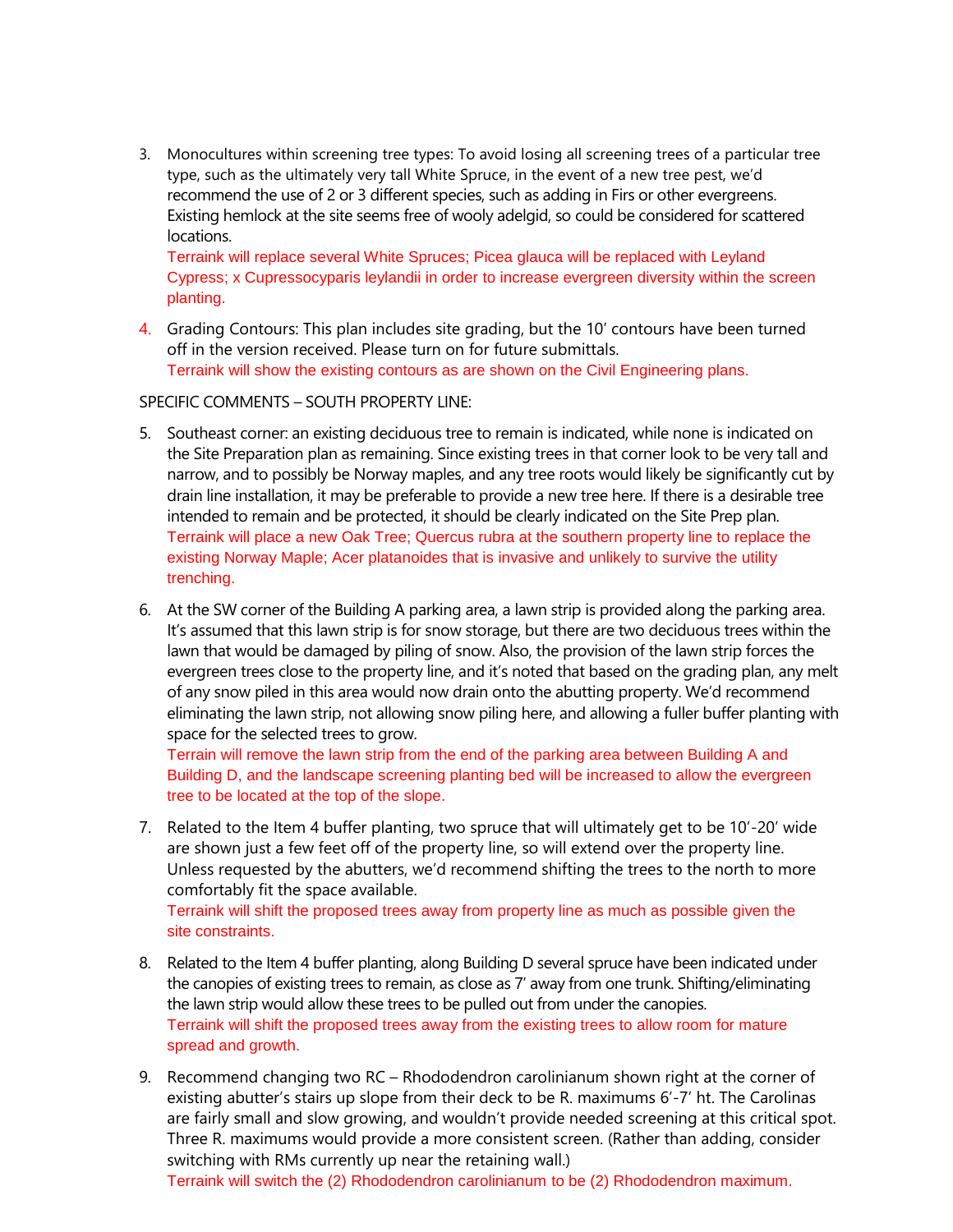3. Monocultures within screening tree types: To avoid losing all screening trees of a particular tree type, such as the ultimately very tall White Spruce, in the event of a new tree pest, we'd recommend the use of 2 or 3 different species, such as adding in Firs or other evergreens. Existing hemlock at the site seems free of wooly adelgid, so could be considered for scattered locations.
   Terraink will replace several White Spruces; Picea glauca will be replaced with Leyland Cypress; x Cupressocyparis leylandii in order to increase evergreen diversity within the screen planting.

4. Grading Contours: This plan includes site grading, but the 10' contours have been turned off in the version received. Please turn on for future submittals.
   Terraink will show the existing contours as are shown on the Civil Engineering plans.

SPECIFIC COMMENTS – SOUTH PROPERTY LINE:

5. Southeast corner: an existing deciduous tree to remain is indicated, while none is indicated on the Site Preparation plan as remaining. Since existing trees in that corner look to be very tall and narrow, and to possibly be Norway maples, and any tree roots would likely be significantly cut by drain line installation, it may be preferable to provide a new tree here. If there is a desirable tree intended to remain and be protected, it should be clearly indicated on the Site Prep plan.
   Terraink will place a new Oak Tree; Quercus rubra at the southern property line to replace the existing Norway Maple; Acer platanoides that is invasive and unlikely to survive the utility trenching.

6. At the SW corner of the Building A parking area, a lawn strip is provided along the parking area. It's assumed that this lawn strip is for snow storage, but there are two deciduous trees within the lawn that would be damaged by piling of snow. Also, the provision of the lawn strip forces the evergreen trees close to the property line, and it's noted that based on the grading plan, any melt of any snow piled in this area would now drain onto the abutting property. We'd recommend eliminating the lawn strip, not allowing snow piling here, and allowing a fuller buffer planting with space for the selected trees to grow.
   Terrain will remove the lawn strip from the end of the parking area between Building A and Building D, and the landscape screening planting bed will be increased to allow the evergreen tree to be located at the top of the slope.

7. Related to the Item 4 buffer planting, two spruce that will ultimately get to be 10'-20' wide are shown just a few feet off of the property line, so will extend over the property line. Unless requested by the abutters, we'd recommend shifting the trees to the north to more comfortably fit the space available.
   Terraink will shift the proposed trees away from property line as much as possible given the site constraints.

8. Related to the Item 4 buffer planting, along Building D several spruce have been indicated under the canopies of existing trees to remain, as close as 7' away from one trunk. Shifting/eliminating the lawn strip would allow these trees to be pulled out from under the canopies.
   Terraink will shift the proposed trees away from the existing trees to allow room for mature spread and growth.

9. Recommend changing two RC – Rhododendron carolinianum shown right at the corner of existing abutter's stairs up slope from their deck to be R. maximums 6'-7' ht. The Carolinas are fairly small and slow growing, and wouldn't provide needed screening at this critical spot. Three R. maximums would provide a more consistent screen. (Rather than adding, consider switching with RMs currently up near the retaining wall.)
   Terraink will switch the (2) Rhododendron carolinianum to be (2) Rhododendron maximum.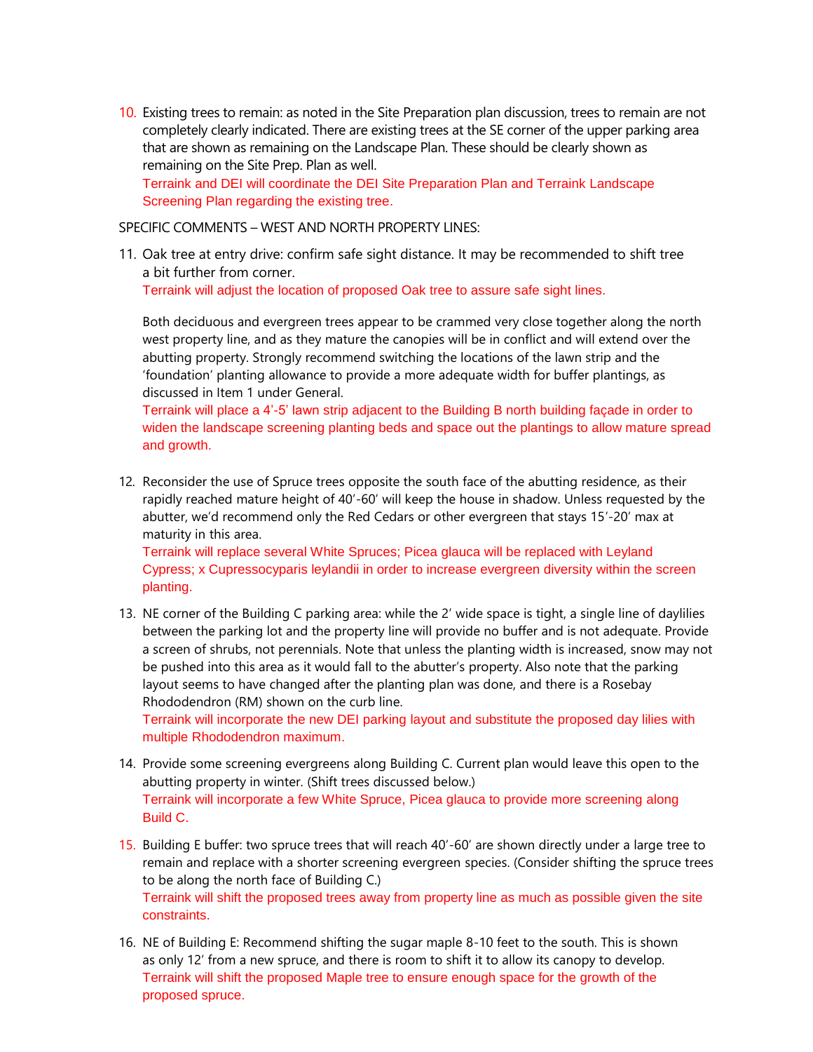10. Existing trees to remain: as noted in the Site Preparation plan discussion, trees to remain are not completely clearly indicated. There are existing trees at the SE corner of the upper parking area that are shown as remaining on the Landscape Plan. These should be clearly shown as remaining on the Site Prep. Plan as well.
    Terraink and DEI will coordinate the DEI Site Preparation Plan and Terraink Landscape Screening Plan regarding the existing tree.

SPECIFIC COMMENTS – WEST AND NORTH PROPERTY LINES:

11. Oak tree at entry drive: confirm safe sight distance. It may be recommended to shift tree a bit further from corner.
    Terraink will adjust the location of proposed Oak tree to assure safe sight lines.

    Both deciduous and evergreen trees appear to be crammed very close together along the north west property line, and as they mature the canopies will be in conflict and will extend over the abutting property. Strongly recommend switching the locations of the lawn strip and the 'foundation' planting allowance to provide a more adequate width for buffer plantings, as discussed in Item 1 under General.
    Terraink will place a 4'-5' lawn strip adjacent to the Building B north building façade in order to widen the landscape screening planting beds and space out the plantings to allow mature spread and growth.

12. Reconsider the use of Spruce trees opposite the south face of the abutting residence, as their rapidly reached mature height of 40'-60' will keep the house in shadow. Unless requested by the abutter, we'd recommend only the Red Cedars or other evergreen that stays 15'-20' max at maturity in this area.
    Terraink will replace several White Spruces; Picea glauca will be replaced with Leyland Cypress; x Cupressocyparis leylandii in order to increase evergreen diversity within the screen planting.

13. NE corner of the Building C parking area: while the 2' wide space is tight, a single line of daylilies between the parking lot and the property line will provide no buffer and is not adequate. Provide a screen of shrubs, not perennials. Note that unless the planting width is increased, snow may not be pushed into this area as it would fall to the abutter's property. Also note that the parking layout seems to have changed after the planting plan was done, and there is a Rosebay Rhododendron (RM) shown on the curb line.
    Terraink will incorporate the new DEI parking layout and substitute the proposed day lilies with multiple Rhododendron maximum.

14. Provide some screening evergreens along Building C. Current plan would leave this open to the abutting property in winter. (Shift trees discussed below.)
    Terraink will incorporate a few White Spruce, Picea glauca to provide more screening along Build C.

15. Building E buffer: two spruce trees that will reach 40'-60' are shown directly under a large tree to remain and replace with a shorter screening evergreen species. (Consider shifting the spruce trees to be along the north face of Building C.)
    Terraink will shift the proposed trees away from property line as much as possible given the site constraints.

16. NE of Building E: Recommend shifting the sugar maple 8-10 feet to the south. This is shown as only 12' from a new spruce, and there is room to shift it to allow its canopy to develop.
    Terraink will shift the proposed Maple tree to ensure enough space for the growth of the proposed spruce.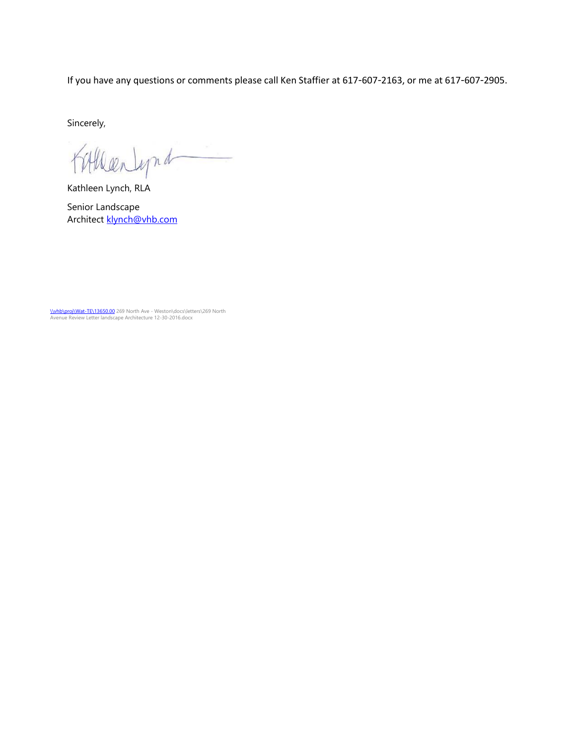If you have any questions or comments please call Ken Staffier at 617-607-2163, or me at 617-607-2905.

Sincerely,

Kathleen Lynch, RLA

Senior Landscape Architect [klynch@vhb.com](mailto:klynch@vhb.com)

\\vhb\proj\Wat-TE\13650.00 269 North Ave - Weston\docs\letters\269 North Avenue Review Letter landscape Architecture 12-30-2016.docx